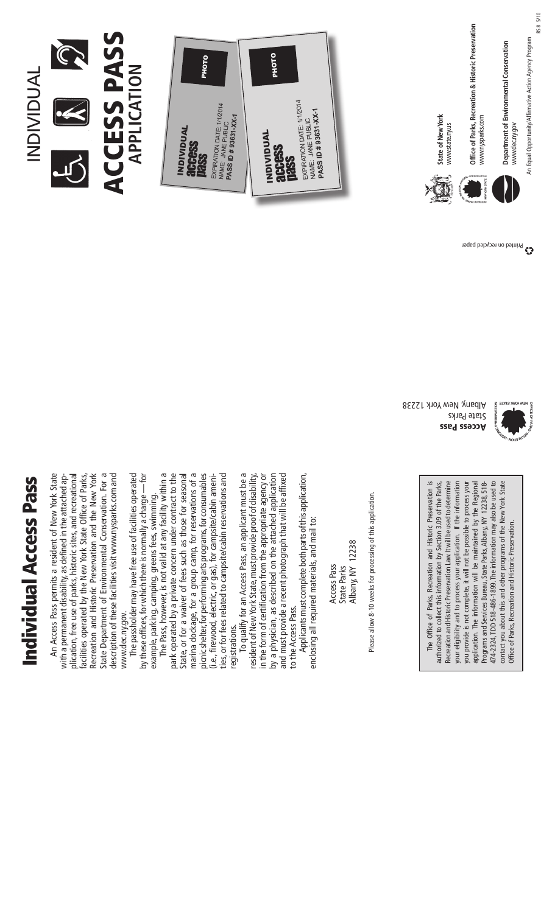# Individual Access Pass

An Access Pass permits a resident of New York State with a permanent disability, as defined in the attached application, free use of parks, historic sites, and recreational facilities operated by the New York State Office of Parks, Recreation and Historic Preservation and the New York State Department of Environmental Conservation. For a description of these facilities visit www.nysparks.com and www.dec.ny.gov.

The passholder may have free use of facilities operated by these offices, for which there is normally a charge — for example, parking, camping, greens fees, swimming.

The Pass, however, is not valid at any facility within a park operated by a private concern under contract to the State, or for a waiver of fees such as those for seasonal marina dockage, for a group camp, for reservations of a picnic shelter, for performing arts programs, for consumables (i.e., firewood, electric, or gas), for campsite/cabin amenities, or for fees related to campsite/cabin reservations and registrations.

To qualify for an Access Pass, an applicant must be a resident of New York State, must provide proof of disability, in the form of certification from the appropriate agency or by a physician, as described on the attached application and must provide a recent photograph that will be affixed to the Access Pass.

Applicants must complete both parts of this application, enclosing all required materials, and mail to:

Access Pass
State Parks
Albany, NY 12238

Please allow 8-10 weeks for processing of this application.

The Office of Parks, Recreation and Historic Preservation is authorized to collect this information by Section 3.09 of the Parks, Recreation and Historic Preservation Law. It will be used to determine your eligibility and to process your application. If the information you provide is not complete, it will not be possible to process your application. The information will be maintained by the Regional Programs and Services Bureau, State Parks, Albany, NY 12238, 518-474-2324, TDD 518-486-1899. The information may also be used to contact you about this and other programs of the New York State Office of Parks, Recreation and Historic Preservation.

**Access Pass**
State Parks
Albany, New York 12238

# INDIVIDUAL ACCESS PASS APPLICATION

INDIVIDUAL access pass
EXPIRATION DATE: 1/1/2014
NAME: JANE PUBLIC
**PASS ID # 93631-XX-1**
PHOTO

INDIVIDUAL access pass
EXPIRATION DATE: 1/1/2014
NAME: JANE PUBLIC
**PASS ID # 93631-XX-1**
PHOTO

**State of New York**
www.state.ny.us

**Office of Parks, Recreation & Historic Preservation**
www.nysparks.com

**Department of Environmental Conservation**
www.dec.ny.gov

An Equal Opportunity/Affirmative Action Agency Program

Printed on recycled paper

RS 8 5/10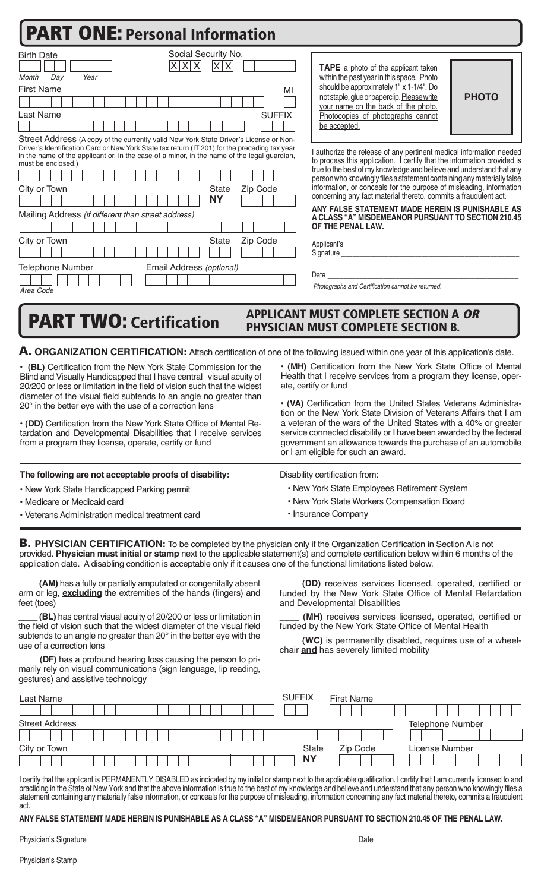# PART ONE: Personal Information

Birth Date

Month Day Year

Social Security No. XXX XX

First Name MI

Last Name SUFFIX

Street Address (A copy of the currently valid New York State Driver's License or Non-Driver's Identification Card or New York State tax return (IT 201) for the preceding tax year in the name of the applicant or, in the case of a minor, in the name of the legal guardian, must be enclosed.)

City or Town State **NY** Zip Code

Mailing Address *(if different than street address)*

City or Town State Zip Code

Telephone Number Email Address *(optional)*

*Area Code*

**TAPE** a photo of the applicant taken within the past year in this space. Photo should be approximately 1" x 1-1/4". Do not staple, glue or paperclip. Please write your name on the back of the photo. Photocopies of photographs cannot be accepted.

**PHOTO**

I authorize the release of any pertinent medical information needed to process this application. I certify that the information provided is true to the best of my knowledge and believe and understand that any person who knowingly files a statement containing any materially false information, or conceals for the purpose of misleading, information concerning any fact material thereto, commits a fraudulent act.

**ANY FALSE STATEMENT MADE HEREIN IS PUNISHABLE AS A CLASS "A" MISDEMEANOR PURSUANT TO SECTION 210.45 OF THE PENAL LAW.**

Applicant's Signature ___

Date ___

*Photographs and Certification cannot be returned.*

# PART TWO: Certification

## APPLICANT MUST COMPLETE SECTION A *OR* PHYSICIAN MUST COMPLETE SECTION B.

**A. ORGANIZATION CERTIFICATION:** Attach certification of one of the following issued within one year of this application's date.

- **(BL)** Certification from the New York State Commission for the Blind and Visually Handicapped that I have central visual acuity of 20/200 or less or limitation in the field of vision such that the widest diameter of the visual field subtends to an angle no greater than 20° in the better eye with the use of a correction lens
- **(DD)** Certification from the New York State Office of Mental Retardation and Developmental Disabilities that I receive services from a program they license, operate, certify or fund
- **(MH)** Certification from the New York State Office of Mental Health that I receive services from a program they license, operate, certify or fund
- **(VA)** Certification from the United States Veterans Administration or the New York State Division of Veterans Affairs that I am a veteran of the wars of the United States with a 40% or greater service connected disability or I have been awarded by the federal government an allowance towards the purchase of an automobile or I am eligible for such an award.

**The following are not acceptable proofs of disability:**

- New York State Handicapped Parking permit
- Medicare or Medicaid card
- Veterans Administration medical treatment card

Disability certification from:

- New York State Employees Retirement System
- New York State Workers Compensation Board
- Insurance Company

**B. PHYSICIAN CERTIFICATION:** To be completed by the physician only if the Organization Certification in Section A is not provided. **Physician must initial or stamp** next to the applicable statement(s) and complete certification below within 6 months of the application date. A disabling condition is acceptable only if it causes one of the functional limitations listed below.

____ **(AM)** has a fully or partially amputated or congenitally absent arm or leg, **excluding** the extremities of the hands (fingers) and feet (toes)

____ **(BL)** has central visual acuity of 20/200 or less or limitation in the field of vision such that the widest diameter of the visual field subtends to an angle no greater than 20° in the better eye with the use of a correction lens

____ **(DF)** has a profound hearing loss causing the person to primarily rely on visual communications (sign language, lip reading, gestures) and assistive technology

____ **(DD)** receives services licensed, operated, certified or funded by the New York State Office of Mental Retardation and Developmental Disabilities

____ **(MH)** receives services licensed, operated, certified or funded by the New York State Office of Mental Health

____ **(WC)** is permanently disabled, requires use of a wheelchair **and** has severely limited mobility

Last Name SUFFIX First Name

Street Address Telephone Number

City or Town State **NY** Zip Code License Number

I certify that the applicant is PERMANENTLY DISABLED as indicated by my initial or stamp next to the applicable qualification. I certify that I am currently licensed to and practicing in the State of New York and that the above information is true to the best of my knowledge and believe and understand that any person who knowingly files a statement containing any materially false information, or conceals for the purpose of misleading, information concerning any fact material thereto, commits a fraudulent act.

**ANY FALSE STATEMENT MADE HEREIN IS PUNISHABLE AS A CLASS "A" MISDEMEANOR PURSUANT TO SECTION 210.45 OF THE PENAL LAW.**

Physician's Signature ___ Date ___

Physician's Stamp